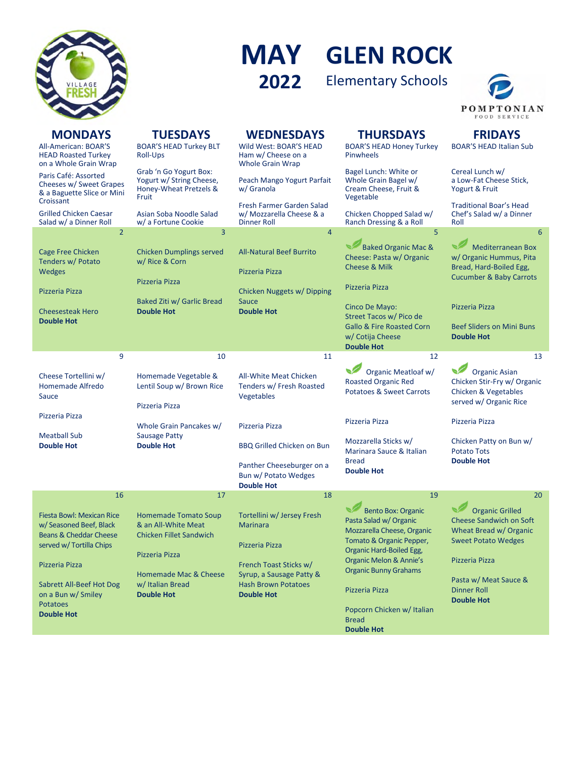# MAY 2022 GLEN ROCK

## Elementary Schools

VILLAGE FRESH

POMPTONIAN FOOD SERVICE

| MONDAYS | TUESDAYS | WEDNESDAYS | THURSDAYS | FRIDAYS |
|---|---|---|---|---|
| All-American: BOAR'S HEAD Roasted Turkey on a Whole Grain Wrap<br><br>Paris Café: Assorted Cheeses w/ Sweet Grapes & a Baguette Slice or Mini Croissant<br><br>Grilled Chicken Caesar Salad w/ a Dinner Roll | BOAR'S HEAD Turkey BLT Roll-Ups<br><br>Grab 'n Go Yogurt Box: Yogurt w/ String Cheese, Honey-Wheat Pretzels & Fruit<br><br>Asian Soba Noodle Salad w/ a Fortune Cookie | Wild West: BOAR'S HEAD Ham w/ Cheese on a Whole Grain Wrap<br><br>Peach Mango Yogurt Parfait w/ Granola<br><br>Fresh Farmer Garden Salad w/ Mozzarella Cheese & a Dinner Roll | BOAR'S HEAD Honey Turkey Pinwheels<br><br>Bagel Lunch: White or Whole Grain Bagel w/ Cream Cheese, Fruit & Vegetable<br><br>Chicken Chopped Salad w/ Ranch Dressing & a Roll | BOAR'S HEAD Italian Sub<br><br>Cereal Lunch w/ a Low-Fat Cheese Stick, Yogurt & Fruit<br><br>Traditional Boar's Head Chef's Salad w/ a Dinner Roll |
| 2<br><br>Cage Free Chicken Tenders w/ Potato Wedges<br><br>Pizzeria Pizza<br><br>Cheesesteak Hero<br>**Double Hot** | 3<br><br>Chicken Dumplings served w/ Rice & Corn<br><br>Pizzeria Pizza<br><br>Baked Ziti w/ Garlic Bread<br>**Double Hot** | 4<br><br>All-Natural Beef Burrito<br><br>Pizzeria Pizza<br><br>Chicken Nuggets w/ Dipping Sauce<br>**Double Hot** | 5<br><br>Baked Organic Mac & Cheese: Pasta w/ Organic Cheese & Milk<br><br>Pizzeria Pizza<br><br>Cinco De Mayo: Street Tacos w/ Pico de Gallo & Fire Roasted Corn w/ Cotija Cheese<br>**Double Hot** | 6<br><br>Mediterranean Box w/ Organic Hummus, Pita Bread, Hard-Boiled Egg, Cucumber & Baby Carrots<br><br>Pizzeria Pizza<br><br>Beef Sliders on Mini Buns<br>**Double Hot** |
| 9<br><br>Cheese Tortellini w/ Homemade Alfredo Sauce<br><br>Pizzeria Pizza<br><br>Meatball Sub<br>**Double Hot** | 10<br><br>Homemade Vegetable & Lentil Soup w/ Brown Rice<br><br>Pizzeria Pizza<br><br>Whole Grain Pancakes w/ Sausage Patty<br>**Double Hot** | 11<br><br>All-White Meat Chicken Tenders w/ Fresh Roasted Vegetables<br><br>Pizzeria Pizza<br><br>BBQ Grilled Chicken on Bun<br><br>Panther Cheeseburger on a Bun w/ Potato Wedges<br>**Double Hot** | 12<br><br>Organic Meatloaf w/ Roasted Organic Red Potatoes & Sweet Carrots<br><br>Pizzeria Pizza<br><br>Mozzarella Sticks w/ Marinara Sauce & Italian Bread<br>**Double Hot** | 13<br><br>Organic Asian Chicken Stir-Fry w/ Organic Chicken & Vegetables served w/ Organic Rice<br><br>Pizzeria Pizza<br><br>Chicken Patty on Bun w/ Potato Tots<br>**Double Hot** |
| 16<br><br>Fiesta Bowl: Mexican Rice w/ Seasoned Beef, Black Beans & Cheddar Cheese served w/ Tortilla Chips<br><br>Pizzeria Pizza<br><br>Sabrett All-Beef Hot Dog on a Bun w/ Smiley Potatoes<br>**Double Hot** | 17<br><br>Homemade Tomato Soup & an All-White Meat Chicken Fillet Sandwich<br><br>Pizzeria Pizza<br><br>Homemade Mac & Cheese w/ Italian Bread<br>**Double Hot** | 18<br><br>Tortellini w/ Jersey Fresh Marinara<br><br>Pizzeria Pizza<br><br>French Toast Sticks w/ Syrup, a Sausage Patty & Hash Brown Potatoes<br>**Double Hot** | 19<br><br>Bento Box: Organic Pasta Salad w/ Organic Mozzarella Cheese, Organic Tomato & Organic Pepper, Organic Hard-Boiled Egg, Organic Melon & Annie's Organic Bunny Grahams<br><br>Pizzeria Pizza<br><br>Popcorn Chicken w/ Italian Bread<br>**Double Hot** | 20<br><br>Organic Grilled Cheese Sandwich on Soft Wheat Bread w/ Organic Sweet Potato Wedges<br><br>Pizzeria Pizza<br><br>Pasta w/ Meat Sauce & Dinner Roll<br>**Double Hot** |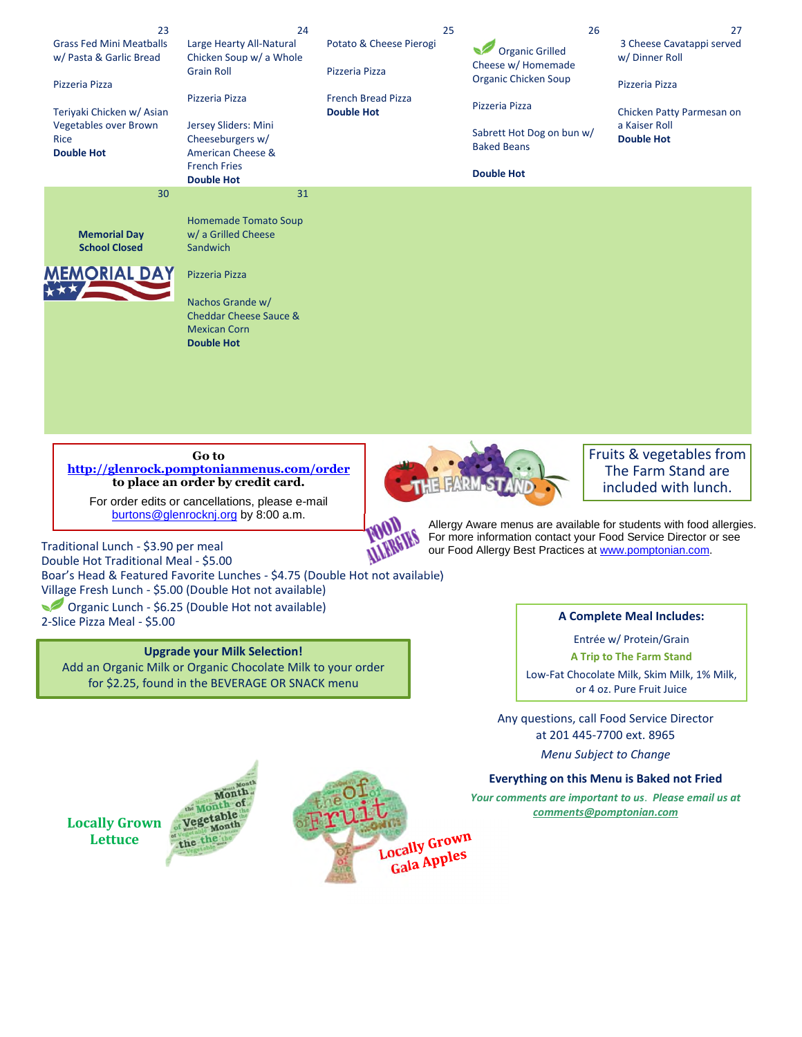| 23 | 24 | 25 | 26 | 27 |
|---|---|---|---|---|
| Grass Fed Mini Meatballs w/ Pasta & Garlic Bread<br><br>Pizzeria Pizza<br><br>Teriyaki Chicken w/ Asian Vegetables over Brown Rice<br>**Double Hot** | Large Hearty All-Natural Chicken Soup w/ a Whole Grain Roll<br><br>Pizzeria Pizza<br><br>Jersey Sliders: Mini Cheeseburgers w/ American Cheese & French Fries<br>**Double Hot** | Potato & Cheese Pierogi<br><br>Pizzeria Pizza<br><br>French Bread Pizza<br>**Double Hot** | Organic Grilled Cheese w/ Homemade Organic Chicken Soup<br><br>Pizzeria Pizza<br><br>Sabrett Hot Dog on bun w/ Baked Beans<br><br>**Double Hot** | 3 Cheese Cavatappi served w/ Dinner Roll<br><br>Pizzeria Pizza<br><br>Chicken Patty Parmesan on a Kaiser Roll<br>**Double Hot** |
| **30**<br><br>**Memorial Day School Closed**<br><br>MEMORIAL DAY | **31**<br><br>Homemade Tomato Soup w/ a Grilled Cheese Sandwich<br><br>Pizzeria Pizza<br><br>Nachos Grande w/ Cheddar Cheese Sauce & Mexican Corn<br>**Double Hot** | | | |

**Go to http://glenrock.pomptonianmenus.com/order to place an order by credit card.**

For order edits or cancellations, please e-mail burtons@glenrocknj.org by 8:00 a.m.

THE FARM STAND

Fruits & vegetables from The Farm Stand are included with lunch.

FOOD ALLERGIES

Allergy Aware menus are available for students with food allergies. For more information contact your Food Service Director or see our Food Allergy Best Practices at www.pomptonian.com.

Traditional Lunch - $3.90 per meal
Double Hot Traditional Meal - $5.00
Boar's Head & Featured Favorite Lunches - $4.75 (Double Hot not available)
Village Fresh Lunch - $5.00 (Double Hot not available)
Organic Lunch - $6.25 (Double Hot not available)
2-Slice Pizza Meal - $5.00

**Upgrade your Milk Selection!**
Add an Organic Milk or Organic Chocolate Milk to your order for $2.25, found in the BEVERAGE OR SNACK menu

**A Complete Meal Includes:**

Entrée w/ Protein/Grain
**A Trip to The Farm Stand**
Low-Fat Chocolate Milk, Skim Milk, 1% Milk, or 4 oz. Pure Fruit Juice

Any questions, call Food Service Director at 201 445-7700 ext. 8965

*Menu Subject to Change*

**Everything on this Menu is Baked not Fried**

***Your comments are important to us. Please email us at comments@pomptonian.com***

**Locally Grown Lettuce**

Month of the Vegetable

Month of the Fruit

**Locally Grown Gala Apples**